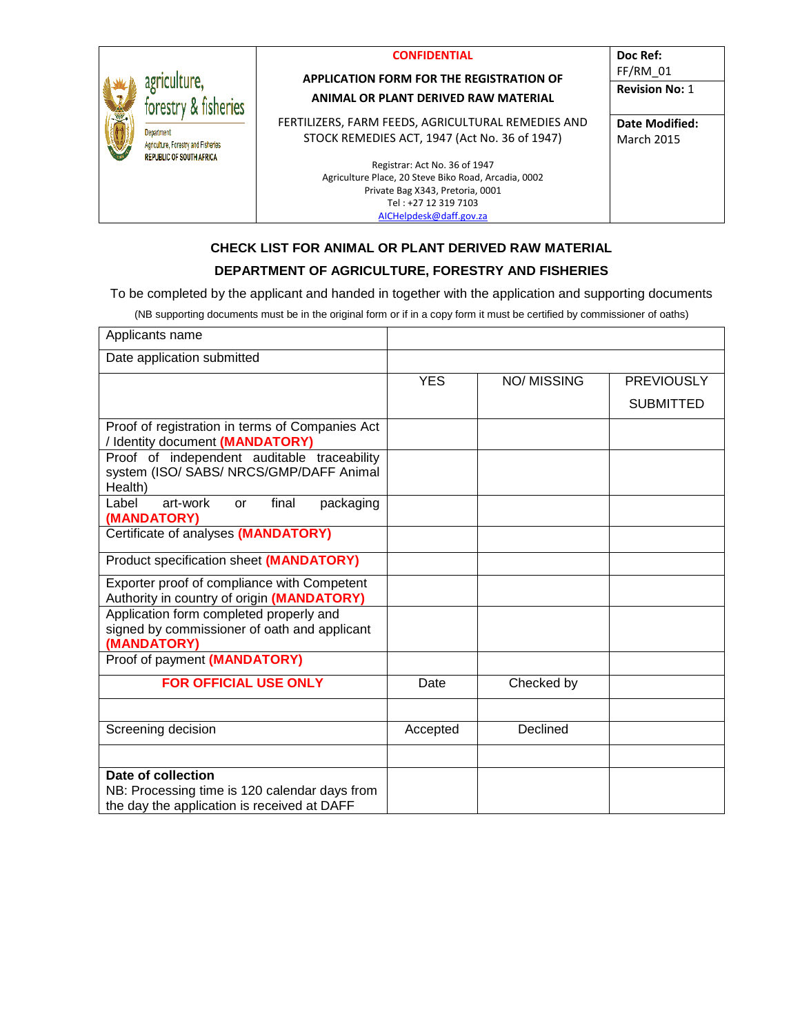| agriculture, forestry & fisheries<br>Department: Agriculture, Forestry and Fisheries<br>REPUBLIC OF SOUTH AFRICA | **CONFIDENTIAL**<br>**APPLICATION FORM FOR THE REGISTRATION OF ANIMAL OR PLANT DERIVED RAW MATERIAL**<br>FERTILIZERS, FARM FEEDS, AGRICULTURAL REMEDIES AND STOCK REMEDIES ACT, 1947 (Act No. 36 of 1947)<br>Registrar: Act No. 36 of 1947<br>Agriculture Place, 20 Steve Biko Road, Arcadia, 0002<br>Private Bag X343, Pretoria, 0001<br>Tel : +27 12 319 7103<br>AICHelpdesk@daff.gov.za | **Doc Ref:** FF/RM_01<br>**Revision No:** 1<br>**Date Modified:** March 2015 |
|---|---|---|

## CHECK LIST FOR ANIMAL OR PLANT DERIVED RAW MATERIAL

## DEPARTMENT OF AGRICULTURE, FORESTRY AND FISHERIES

To be completed by the applicant and handed in together with the application and supporting documents

(NB supporting documents must be in the original form or if in a copy form it must be certified by commissioner of oaths)

| Applicants name | | | |
|---|---|---|---|
| Date application submitted | | | |
| | YES | NO/ MISSING | PREVIOUSLY SUBMITTED |
| Proof of registration in terms of Companies Act / Identity document **(MANDATORY)** | | | |
| Proof of independent auditable traceability system (ISO/ SABS/ NRCS/GMP/DAFF Animal Health) | | | |
| Label art-work or final packaging **(MANDATORY)** | | | |
| Certificate of analyses **(MANDATORY)** | | | |
| Product specification sheet **(MANDATORY)** | | | |
| Exporter proof of compliance with Competent Authority in country of origin **(MANDATORY)** | | | |
| Application form completed properly and signed by commissioner of oath and applicant **(MANDATORY)** | | | |
| Proof of payment **(MANDATORY)** | | | |
| **FOR OFFICIAL USE ONLY** | Date | Checked by | |
| | | | |
| Screening decision | Accepted | Declined | |
| | | | |
| **Date of collection**<br>NB: Processing time is 120 calendar days from the day the application is received at DAFF | | | |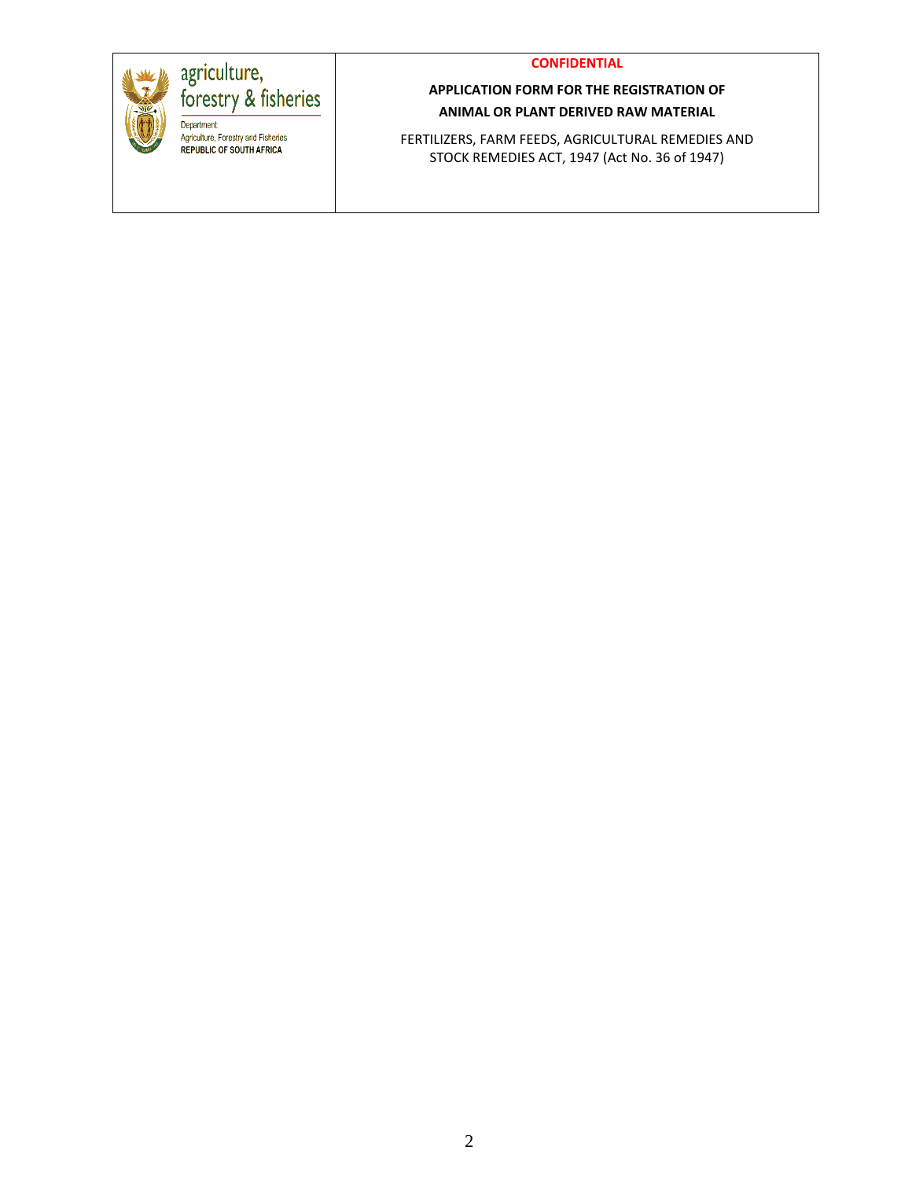| agriculture, forestry & fisheries<br>Department: Agriculture, Forestry and Fisheries<br>**REPUBLIC OF SOUTH AFRICA** | **CONFIDENTIAL**<br><br>**APPLICATION FORM FOR THE REGISTRATION OF ANIMAL OR PLANT DERIVED RAW MATERIAL**<br><br>FERTILIZERS, FARM FEEDS, AGRICULTURAL REMEDIES AND STOCK REMEDIES ACT, 1947 (Act No. 36 of 1947) |
|---|---|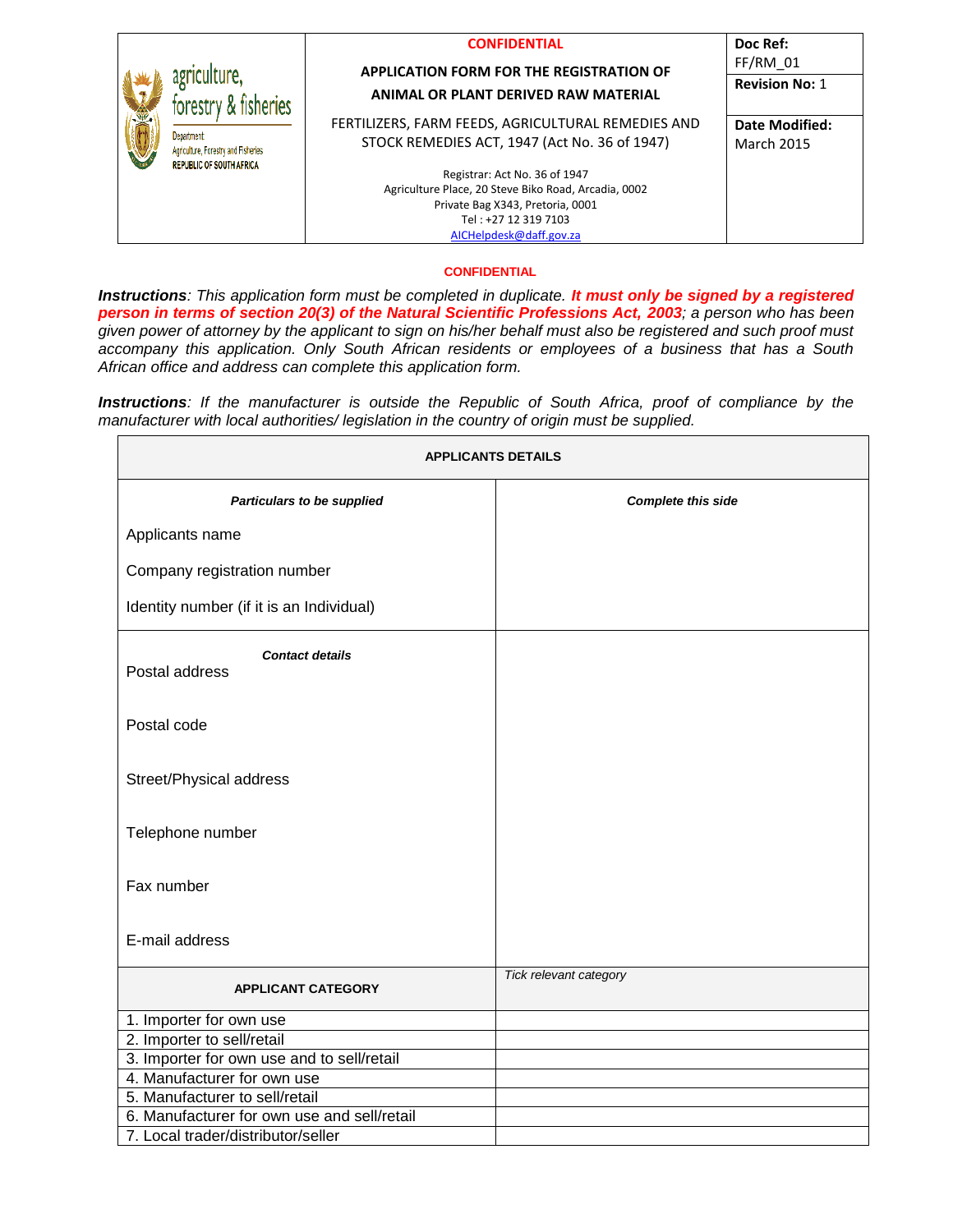| | **CONFIDENTIAL**<br><br>**APPLICATION FORM FOR THE REGISTRATION OF ANIMAL OR PLANT DERIVED RAW MATERIAL**<br><br>FERTILIZERS, FARM FEEDS, AGRICULTURAL REMEDIES AND STOCK REMEDIES ACT, 1947 (Act No. 36 of 1947)<br><br>Registrar: Act No. 36 of 1947<br>Agriculture Place, 20 Steve Biko Road, Arcadia, 0002<br>Private Bag X343, Pretoria, 0001<br>Tel : +27 12 319 7103<br>AICHelpdesk@daff.gov.za | **Doc Ref:** FF/RM_01<br>**Revision No:** 1<br>**Date Modified:** March 2015 |
|---|---|---|

agriculture, forestry & fisheries
Department: Agriculture, Forestry and Fisheries
REPUBLIC OF SOUTH AFRICA

**CONFIDENTIAL**

***Instructions****: This application form must be completed in duplicate.* ***It must only be signed by a registered person in terms of section 20(3) of the Natural Scientific Professions Act, 2003****; a person who has been given power of attorney by the applicant to sign on his/her behalf must also be registered and such proof must accompany this application. Only South African residents or employees of a business that has a South African office and address can complete this application form.*

***Instructions****: If the manufacturer is outside the Republic of South Africa, proof of compliance by the manufacturer with local authorities/ legislation in the country of origin must be supplied.*

| **APPLICANTS DETAILS** | |
|---|---|
| ***Particulars to be supplied*** | ***Complete this side*** |
| Applicants name | |
| Company registration number | |
| Identity number (if it is an Individual) | |
| ***Contact details*** | |
| Postal address | |
| Postal code | |
| Street/Physical address | |
| Telephone number | |
| Fax number | |
| E-mail address | |
| **APPLICANT CATEGORY** | *Tick relevant category* |
| 1. Importer for own use | |
| 2. Importer to sell/retail | |
| 3. Importer for own use and to sell/retail | |
| 4. Manufacturer for own use | |
| 5. Manufacturer to sell/retail | |
| 6. Manufacturer for own use and sell/retail | |
| 7. Local trader/distributor/seller | |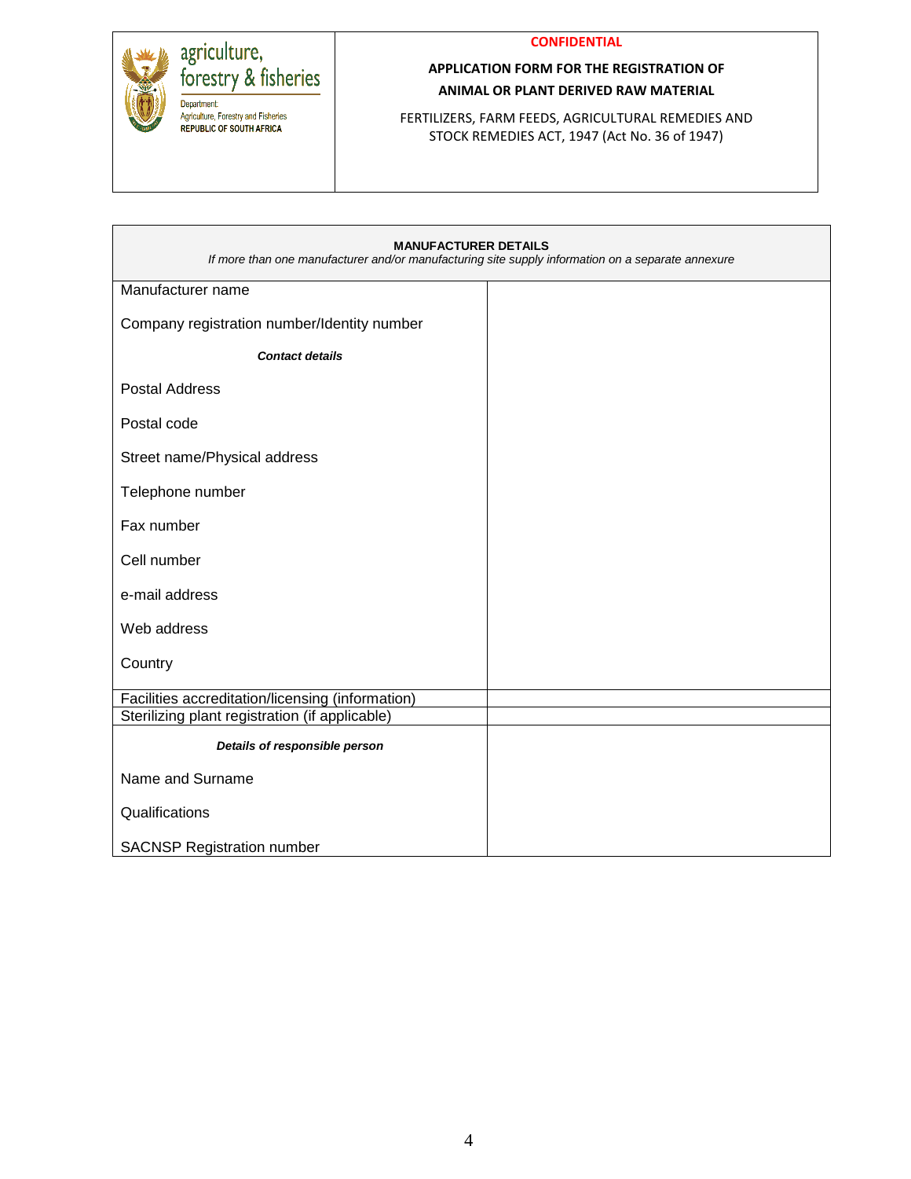| agriculture, forestry & fisheries<br>Department: Agriculture, Forestry and Fisheries<br>REPUBLIC OF SOUTH AFRICA | **CONFIDENTIAL**<br>**APPLICATION FORM FOR THE REGISTRATION OF ANIMAL OR PLANT DERIVED RAW MATERIAL**<br>FERTILIZERS, FARM FEEDS, AGRICULTURAL REMEDIES AND STOCK REMEDIES ACT, 1947 (Act No. 36 of 1947) |
|---|---|

| **MANUFACTURER DETAILS**<br>*If more than one manufacturer and/or manufacturing site supply information on a separate annexure* | |
|---|---|
| Manufacturer name | |
| Company registration number/Identity number | |
| ***Contact details*** | |
| Postal Address | |
| Postal code | |
| Street name/Physical address | |
| Telephone number | |
| Fax number | |
| Cell number | |
| e-mail address | |
| Web address | |
| Country | |
| Facilities accreditation/licensing (information) | |
| Sterilizing plant registration (if applicable) | |
| ***Details of responsible person*** | |
| Name and Surname | |
| Qualifications | |
| SACNSP Registration number | |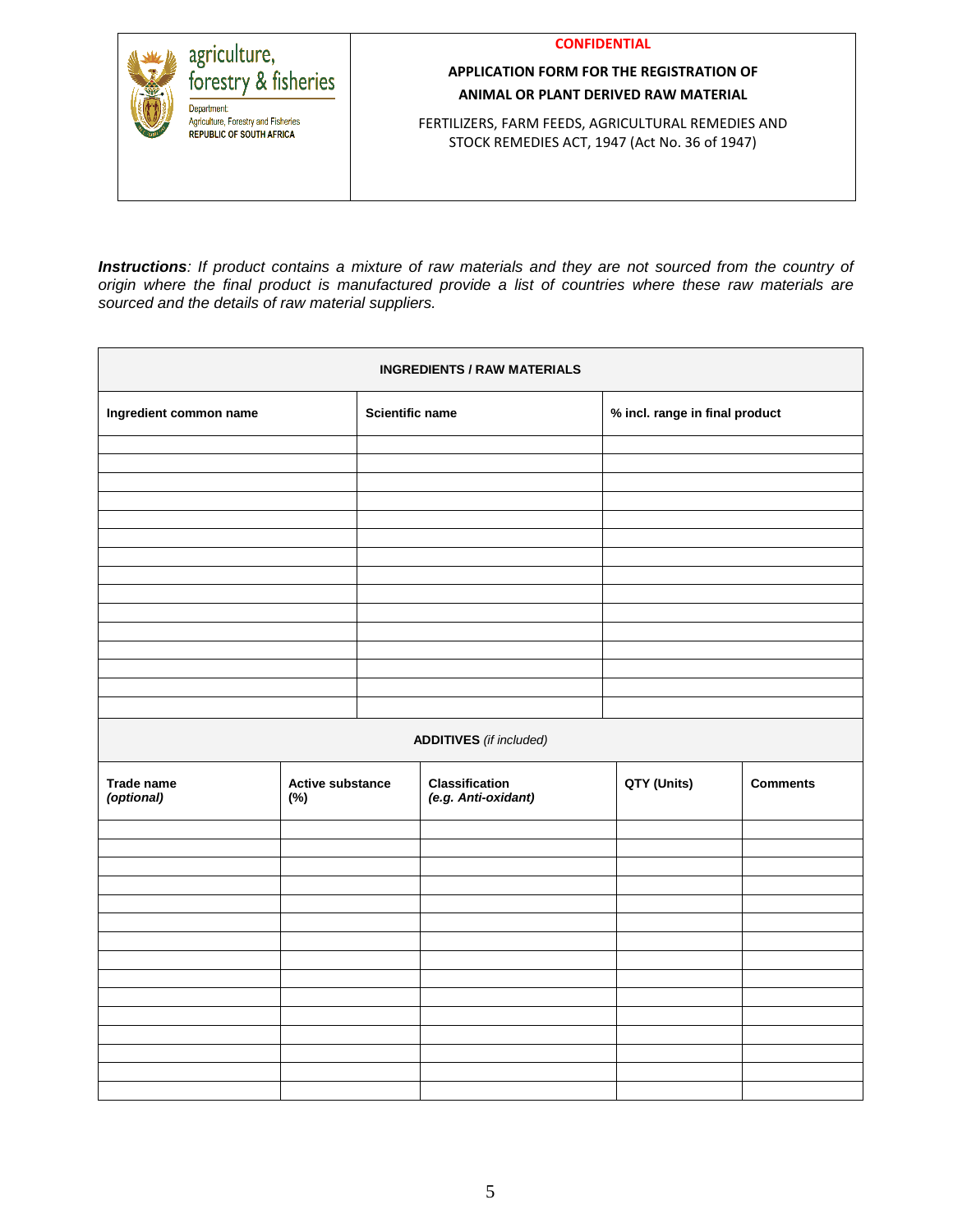| agriculture, forestry & fisheries<br>Department: Agriculture, Forestry and Fisheries<br>REPUBLIC OF SOUTH AFRICA | **CONFIDENTIAL**<br>**APPLICATION FORM FOR THE REGISTRATION OF ANIMAL OR PLANT DERIVED RAW MATERIAL**<br>FERTILIZERS, FARM FEEDS, AGRICULTURAL REMEDIES AND STOCK REMEDIES ACT, 1947 (Act No. 36 of 1947) |
|---|---|

***Instructions**: If product contains a mixture of raw materials and they are not sourced from the country of origin where the final product is manufactured provide a list of countries where these raw materials are sourced and the details of raw material suppliers.*

| **INGREDIENTS / RAW MATERIALS** | | |
|---|---|---|
| **Ingredient common name** | **Scientific name** | **% incl. range in final product** |
| | | |
| | | |
| | | |
| | | |
| | | |
| | | |
| | | |
| | | |
| | | |
| | | |
| | | |
| | | |
| | | |
| | | |
| | | |

| **ADDITIVES** *(if included)* | | | | |
|---|---|---|---|---|
| **Trade name** ***(optional)*** | **Active substance (%)** | **Classification** ***(e.g. Anti-oxidant)*** | **QTY (Units)** | **Comments** |
| | | | | |
| | | | | |
| | | | | |
| | | | | |
| | | | | |
| | | | | |
| | | | | |
| | | | | |
| | | | | |
| | | | | |
| | | | | |
| | | | | |
| | | | | |
| | | | | |
| | | | | |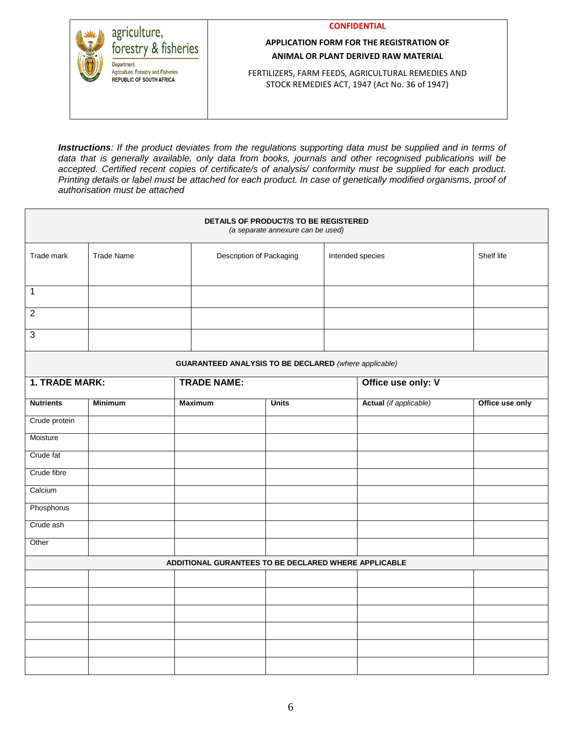| agriculture, forestry & fisheries<br>Department: Agriculture, Forestry and Fisheries<br>REPUBLIC OF SOUTH AFRICA | **CONFIDENTIAL**<br>**APPLICATION FORM FOR THE REGISTRATION OF ANIMAL OR PLANT DERIVED RAW MATERIAL**<br>FERTILIZERS, FARM FEEDS, AGRICULTURAL REMEDIES AND STOCK REMEDIES ACT, 1947 (Act No. 36 of 1947) |
|---|---|

***Instructions**: If the product deviates from the regulations supporting data must be supplied and in terms of data that is generally available, only data from books, journals and other recognised publications will be accepted. Certified recent copies of certificate/s of analysis/ conformity must be supplied for each product. Printing details or label must be attached for each product. In case of genetically modified organisms, proof of authorisation must be attached*

| **DETAILS OF PRODUCT/S TO BE REGISTERED** *(a separate annexure can be used)* | | | | |
|---|---|---|---|---|
| Trade mark | Trade Name | Description of Packaging | Intended species | Shelf life |
| 1 | | | | |
| 2 | | | | |
| 3 | | | | |

| **GUARANTEED ANALYSIS TO BE DECLARED** *(where applicable)* | | | | | |
|---|---|---|---|---|---|
| **1. TRADE MARK:** | | **TRADE NAME:** | | **Office use only: V** | |
| **Nutrients** | **Minimum** | **Maximum** | **Units** | **Actual** *(if applicable)* | **Office use only** |
| Crude protein | | | | | |
| Moisture | | | | | |
| Crude fat | | | | | |
| Crude fibre | | | | | |
| Calcium | | | | | |
| Phosphorus | | | | | |
| Crude ash | | | | | |
| Other | | | | | |
| **ADDITIONAL GURANTEES TO BE DECLARED WHERE APPLICABLE** | | | | | |
| | | | | | |
| | | | | | |
| | | | | | |
| | | | | | |
| | | | | | |
| | | | | | |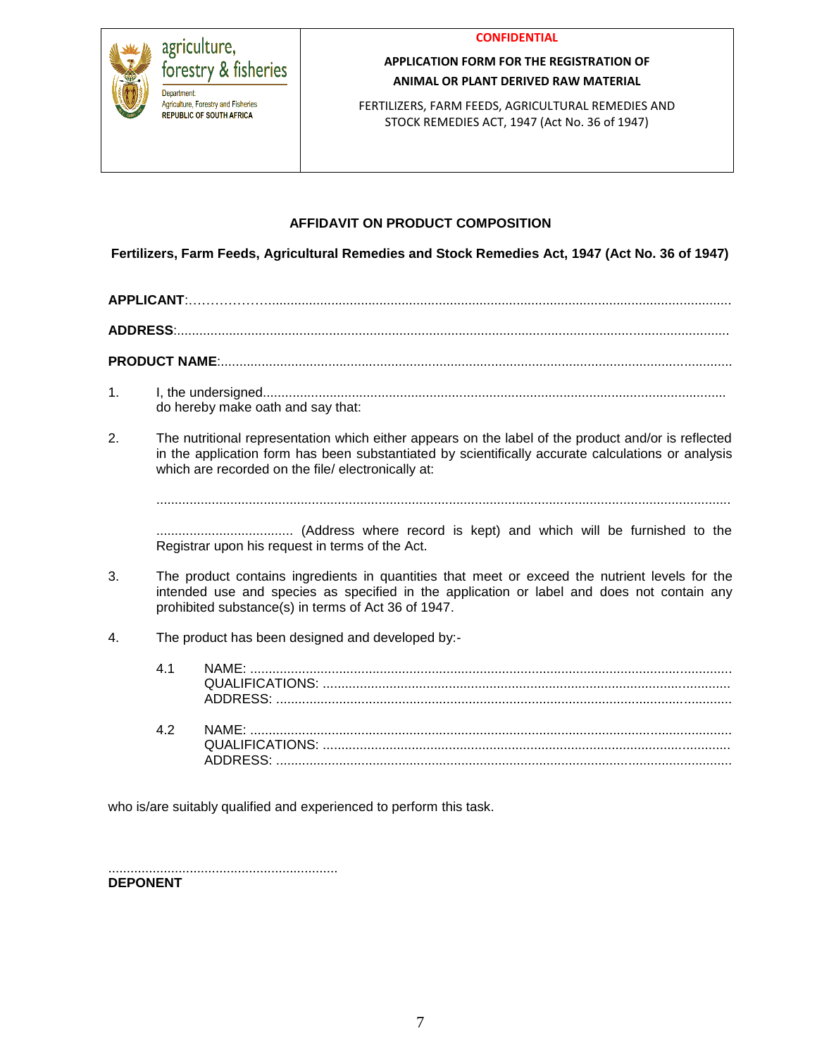| agriculture, forestry & fisheries<br>Department: Agriculture, Forestry and Fisheries<br>REPUBLIC OF SOUTH AFRICA | CONFIDENTIAL<br>**APPLICATION FORM FOR THE REGISTRATION OF ANIMAL OR PLANT DERIVED RAW MATERIAL**<br>FERTILIZERS, FARM FEEDS, AGRICULTURAL REMEDIES AND STOCK REMEDIES ACT, 1947 (Act No. 36 of 1947) |
|---|---|

## AFFIDAVIT ON PRODUCT COMPOSITION

**Fertilizers, Farm Feeds, Agricultural Remedies and Stock Remedies Act, 1947 (Act No. 36 of 1947)**

**APPLICANT**:……………..............................................................................................................................

**ADDRESS**:.....................................................................................................................................................

**PRODUCT NAME**:.........................................................................................................................................

1. I, the undersigned............................................................................................................................
   do hereby make oath and say that:

2. The nutritional representation which either appears on the label of the product and/or is reflected in the application form has been substantiated by scientifically accurate calculations or analysis which are recorded on the file/ electronically at:

   ..........................................................................................................................................................

   ..................................... (Address where record is kept) and which will be furnished to the Registrar upon his request in terms of the Act.

3. The product contains ingredients in quantities that meet or exceed the nutrient levels for the intended use and species as specified in the application or label and does not contain any prohibited substance(s) in terms of Act 36 of 1947.

4. The product has been designed and developed by:-

   4.1 NAME: ...................................................................................................................................
   QUALIFICATIONS: ............................................................................................................
   ADDRESS: ..........................................................................................................................

   4.2 NAME: ...................................................................................................................................
   QUALIFICATIONS: ............................................................................................................
   ADDRESS: ..........................................................................................................................

who is/are suitably qualified and experienced to perform this task.

..............................................................
**DEPONENT**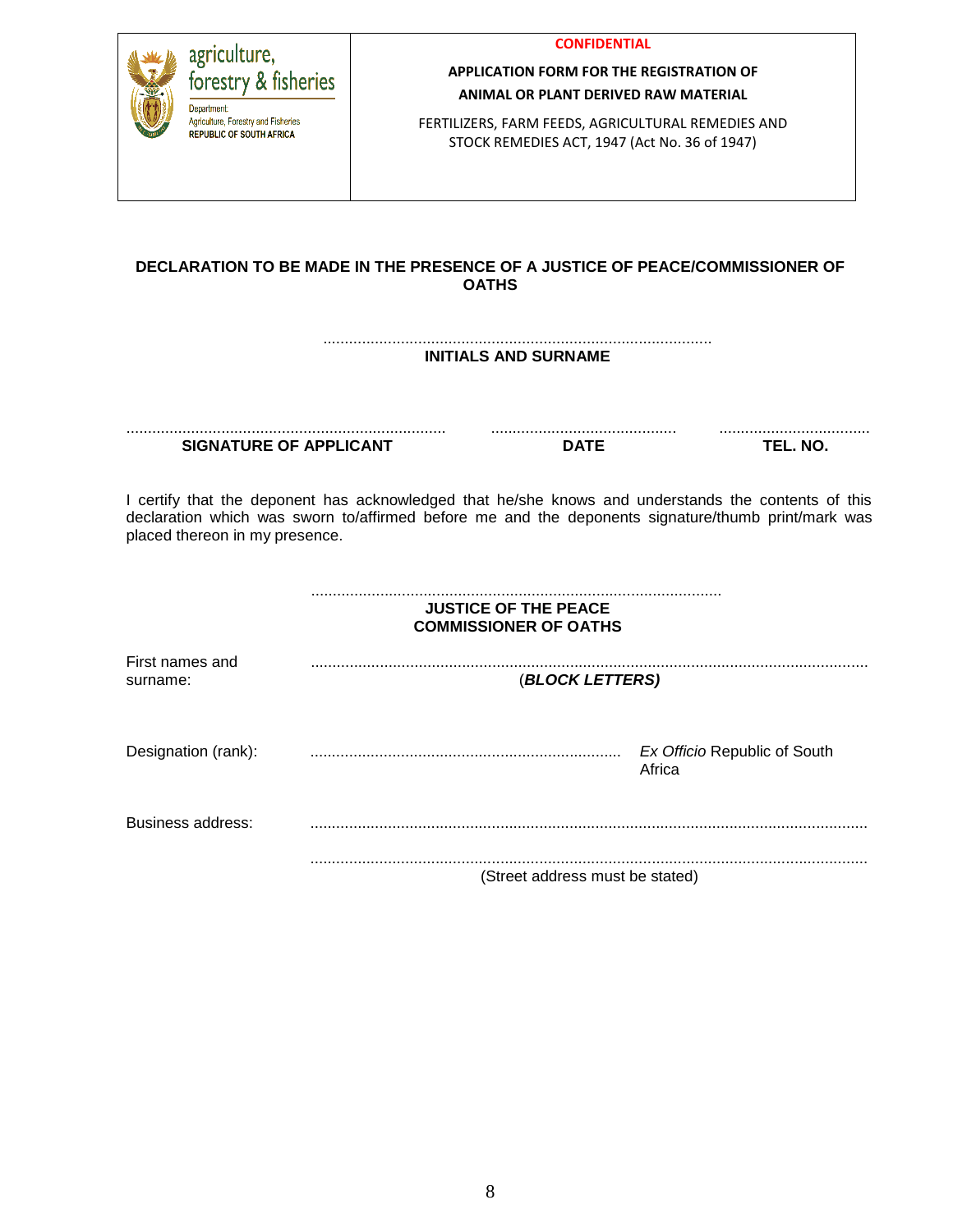| agriculture, forestry & fisheries<br>Department: Agriculture, Forestry and Fisheries<br>REPUBLIC OF SOUTH AFRICA | **CONFIDENTIAL**<br>**APPLICATION FORM FOR THE REGISTRATION OF ANIMAL OR PLANT DERIVED RAW MATERIAL**<br>FERTILIZERS, FARM FEEDS, AGRICULTURAL REMEDIES AND STOCK REMEDIES ACT, 1947 (Act No. 36 of 1947) |
|---|---|

**DECLARATION TO BE MADE IN THE PRESENCE OF A JUSTICE OF PEACE/COMMISSIONER OF OATHS**

.........................................................................................
**INITIALS AND SURNAME**

| .......................................................................... | ........................................... | .................................. |
|---|---|---|
| **SIGNATURE OF APPLICANT** | **DATE** | **TEL. NO.** |

I certify that the deponent has acknowledged that he/she knows and understands the contents of this declaration which was sworn to/affirmed before me and the deponents signature/thumb print/mark was placed thereon in my presence.

..............................................................................................
**JUSTICE OF THE PEACE**
**COMMISSIONER OF OATHS**

First names and surname: ................................................................................................................................
(***BLOCK LETTERS)***

Designation (rank): ....................................................................... *Ex Officio* Republic of South Africa

Business address: ................................................................................................................................

................................................................................................................................
(Street address must be stated)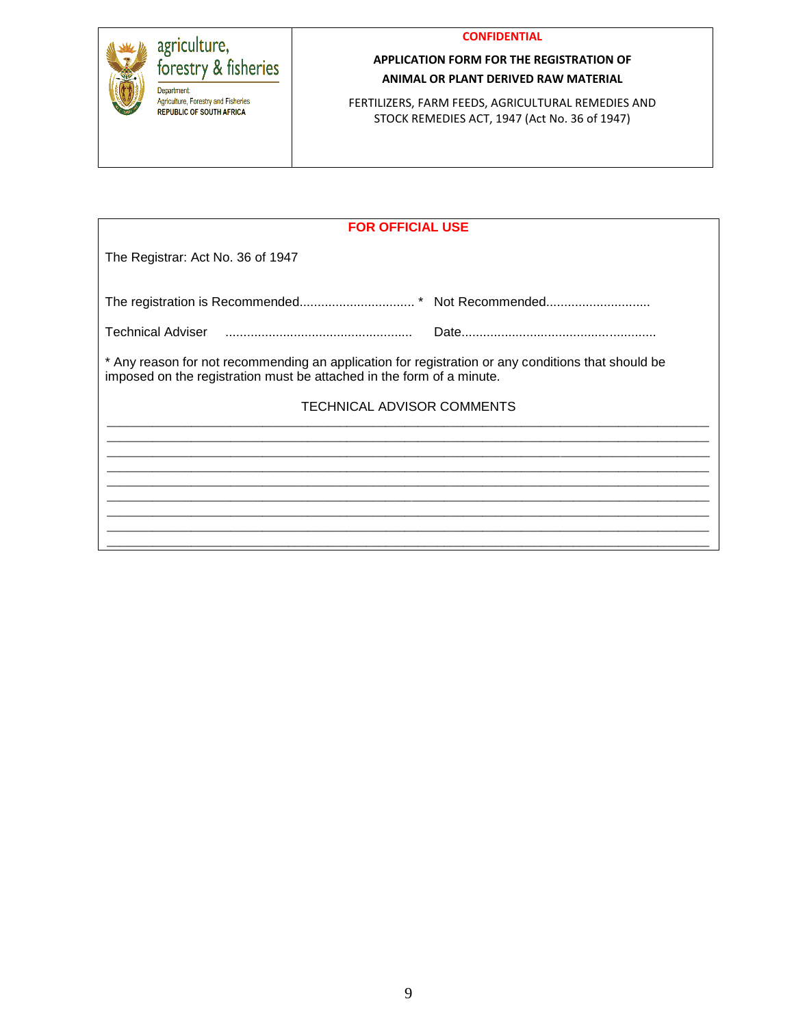| | |
|---|---|
| agriculture, forestry & fisheries<br>Department: Agriculture, Forestry and Fisheries<br>REPUBLIC OF SOUTH AFRICA | **CONFIDENTIAL**<br>**APPLICATION FORM FOR THE REGISTRATION OF ANIMAL OR PLANT DERIVED RAW MATERIAL**<br>FERTILIZERS, FARM FEEDS, AGRICULTURAL REMEDIES AND STOCK REMEDIES ACT, 1947 (Act No. 36 of 1947) |

## FOR OFFICIAL USE

The Registrar: Act No. 36 of 1947

The registration is Recommended................................ * Not Recommended.............................

Technical Adviser .................................................... Date......................................................

* Any reason for not recommending an application for registration or any conditions that should be imposed on the registration must be attached in the form of a minute.

TECHNICAL ADVISOR COMMENTS

_______________________________________________________________________________

_______________________________________________________________________________

_______________________________________________________________________________

_______________________________________________________________________________

_______________________________________________________________________________

_______________________________________________________________________________

_______________________________________________________________________________

_______________________________________________________________________________

_______________________________________________________________________________